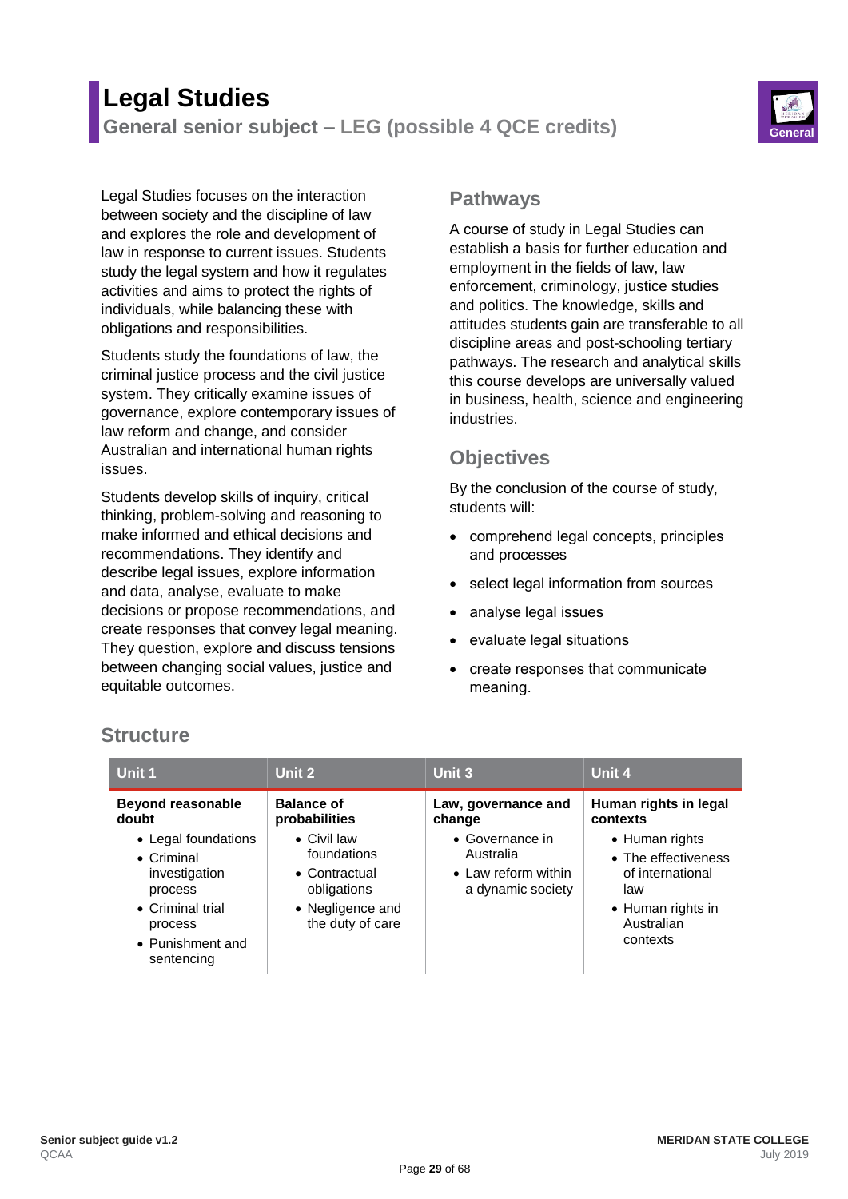# Legal Studies

## General senior subject – LEG (possible 4 QCE credits)

General

Legal Studies focuses on the interaction between society and the discipline of law and explores the role and development of law in response to current issues. Students study the legal system and how it regulates activities and aims to protect the rights of individuals, while balancing these with obligations and responsibilities.

Students study the foundations of law, the criminal justice process and the civil justice system. They critically examine issues of governance, explore contemporary issues of law reform and change, and consider Australian and international human rights issues.

Students develop skills of inquiry, critical thinking, problem-solving and reasoning to make informed and ethical decisions and recommendations. They identify and describe legal issues, explore information and data, analyse, evaluate to make decisions or propose recommendations, and create responses that convey legal meaning. They question, explore and discuss tensions between changing social values, justice and equitable outcomes.

## Pathways

A course of study in Legal Studies can establish a basis for further education and employment in the fields of law, law enforcement, criminology, justice studies and politics. The knowledge, skills and attitudes students gain are transferable to all discipline areas and post-schooling tertiary pathways. The research and analytical skills this course develops are universally valued in business, health, science and engineering industries.

## Objectives

By the conclusion of the course of study, students will:

- comprehend legal concepts, principles and processes
- select legal information from sources
- analyse legal issues
- evaluate legal situations
- create responses that communicate meaning.

## Structure

| Unit 1 | Unit 2 | Unit 3 | Unit 4 |
|---|---|---|---|
| **Beyond reasonable doubt**<br>• Legal foundations<br>• Criminal investigation process<br>• Criminal trial process<br>• Punishment and sentencing | **Balance of probabilities**<br>• Civil law foundations<br>• Contractual obligations<br>• Negligence and the duty of care | **Law, governance and change**<br>• Governance in Australia<br>• Law reform within a dynamic society | **Human rights in legal contexts**<br>• Human rights<br>• The effectiveness of international law<br>• Human rights in Australian contexts |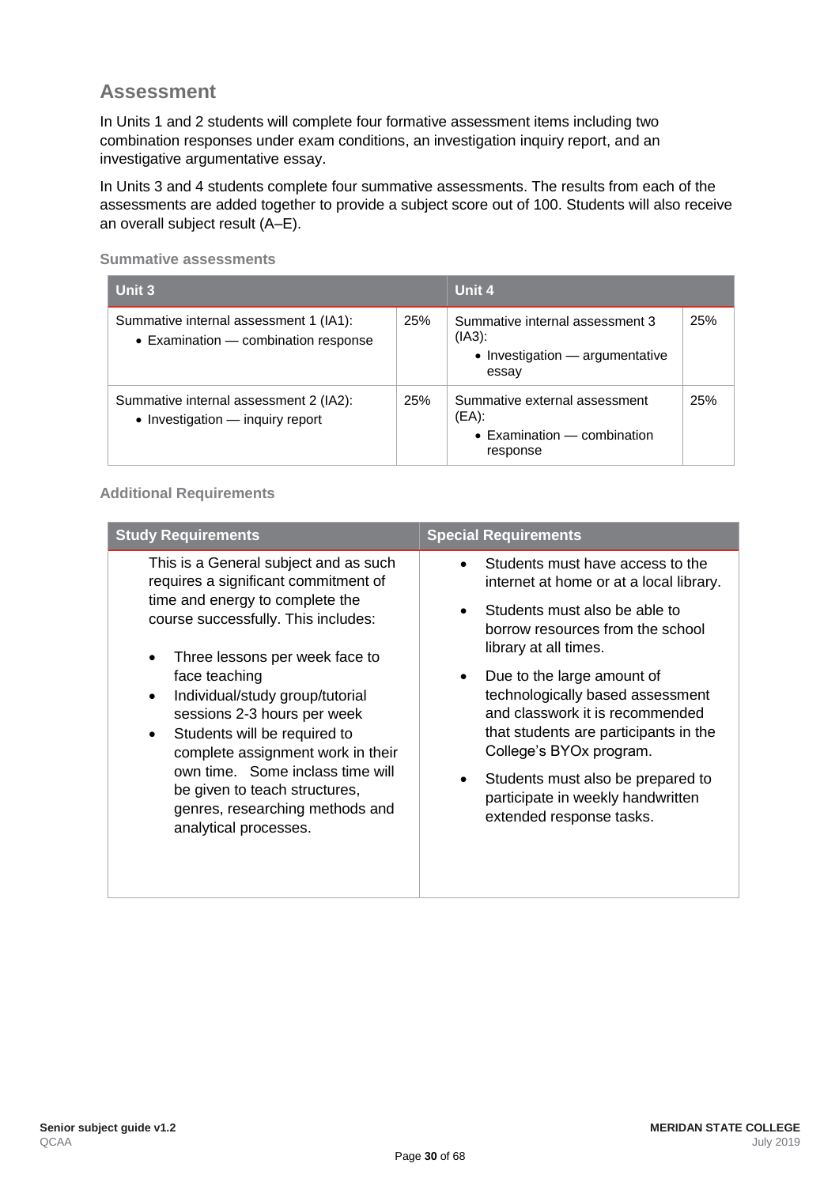## Assessment

In Units 1 and 2 students will complete four formative assessment items including two combination responses under exam conditions, an investigation inquiry report, and an investigative argumentative essay.

In Units 3 and 4 students complete four summative assessments. The results from each of the assessments are added together to provide a subject score out of 100. Students will also receive an overall subject result (A–E).

### Summative assessments

| Unit 3 | | Unit 4 | |
|---|---|---|---|
| Summative internal assessment 1 (IA1):<br>• Examination — combination response | 25% | Summative internal assessment 3 (IA3):<br>• Investigation — argumentative essay | 25% |
| Summative internal assessment 2 (IA2):<br>• Investigation — inquiry report | 25% | Summative external assessment (EA):<br>• Examination — combination response | 25% |

### Additional Requirements

| Study Requirements | Special Requirements |
|---|---|
| This is a General subject and as such requires a significant commitment of time and energy to complete the course successfully. This includes:<br>• Three lessons per week face to face teaching<br>• Individual/study group/tutorial sessions 2-3 hours per week<br>• Students will be required to complete assignment work in their own time. Some inclass time will be given to teach structures, genres, researching methods and analytical processes. | • Students must have access to the internet at home or at a local library.<br>• Students must also be able to borrow resources from the school library at all times.<br>• Due to the large amount of technologically based assessment and classwork it is recommended that students are participants in the College's BYOx program.<br>• Students must also be prepared to participate in weekly handwritten extended response tasks. |